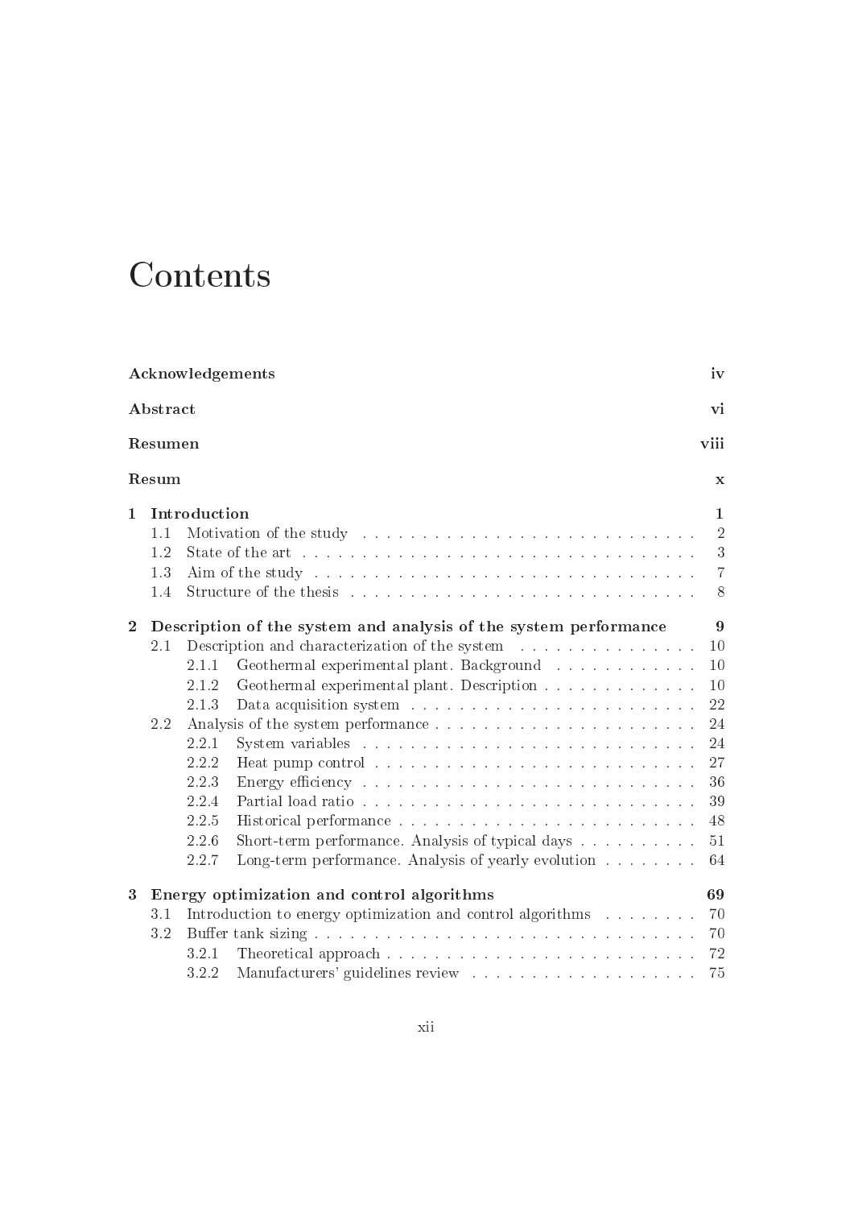# Contents

| | | |
|---|---|---|
| **Acknowledgements** | | **iv** |
| **Abstract** | | **vi** |
| **Resumen** | | **viii** |
| **Resum** | | **x** |
| **1** | **Introduction** | **1** |
| 1.1 | Motivation of the study | 2 |
| 1.2 | State of the art | 3 |
| 1.3 | Aim of the study | 7 |
| 1.4 | Structure of the thesis | 8 |
| **2** | **Description of the system and analysis of the system performance** | **9** |
| 2.1 | Description and characterization of the system | 10 |
| 2.1.1 | Geothermal experimental plant. Background | 10 |
| 2.1.2 | Geothermal experimental plant. Description | 10 |
| 2.1.3 | Data acquisition system | 22 |
| 2.2 | Analysis of the system performance | 24 |
| 2.2.1 | System variables | 24 |
| 2.2.2 | Heat pump control | 27 |
| 2.2.3 | Energy efficiency | 36 |
| 2.2.4 | Partial load ratio | 39 |
| 2.2.5 | Historical performance | 48 |
| 2.2.6 | Short-term performance. Analysis of typical days | 51 |
| 2.2.7 | Long-term performance. Analysis of yearly evolution | 64 |
| **3** | **Energy optimization and control algorithms** | **69** |
| 3.1 | Introduction to energy optimization and control algorithms | 70 |
| 3.2 | Buffer tank sizing | 70 |
| 3.2.1 | Theoretical approach | 72 |
| 3.2.2 | Manufacturers' guidelines review | 75 |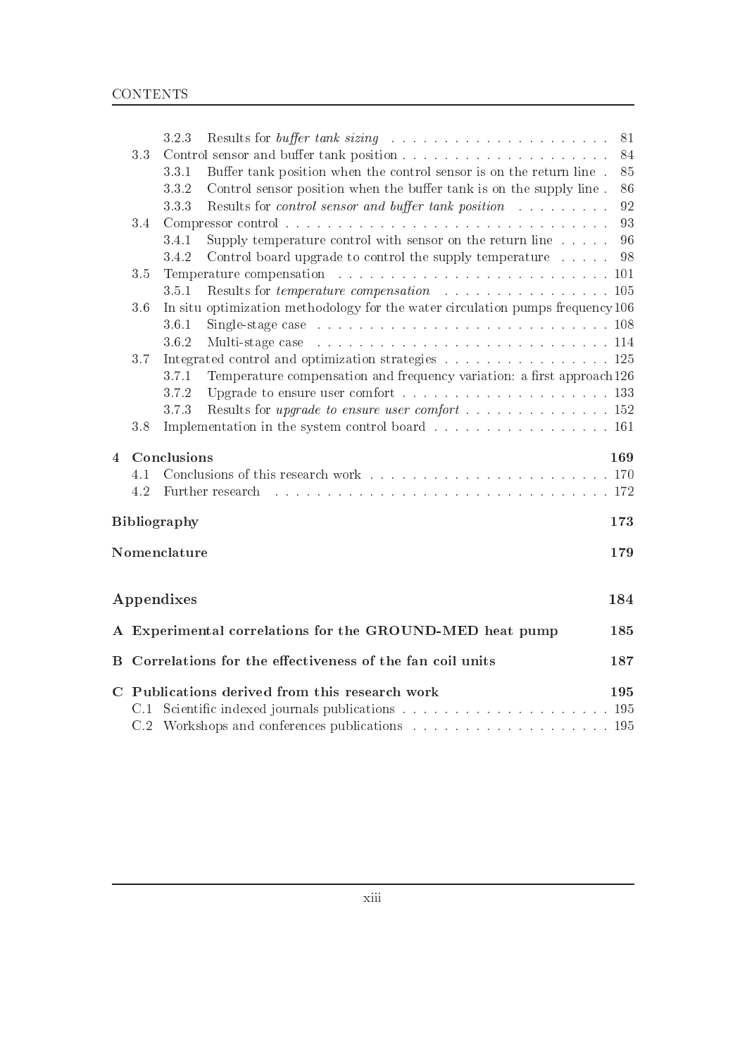3.2.3 Results for *buffer tank sizing* . . . . . . . . . . . . . . . . . . . . . 81

3.3 Control sensor and buffer tank position . . . . . . . . . . . . . . . . . . . . . 84

3.3.1 Buffer tank position when the control sensor is on the return line . 85

3.3.2 Control sensor position when the buffer tank is on the supply line . 86

3.3.3 Results for *control sensor and buffer tank position* . . . . . . . . . 92

3.4 Compressor control . . . . . . . . . . . . . . . . . . . . . . . . . . . . . . . 93

3.4.1 Supply temperature control with sensor on the return line . . . . . 96

3.4.2 Control board upgrade to control the supply temperature . . . . . 98

3.5 Temperature compensation . . . . . . . . . . . . . . . . . . . . . . . . . . 101

3.5.1 Results for *temperature compensation* . . . . . . . . . . . . . . . . 105

3.6 In situ optimization methodology for the water circulation pumps frequency 106

3.6.1 Single-stage case . . . . . . . . . . . . . . . . . . . . . . . . . . . . 108

3.6.2 Multi-stage case . . . . . . . . . . . . . . . . . . . . . . . . . . . . 114

3.7 Integrated control and optimization strategies . . . . . . . . . . . . . . . . 125

3.7.1 Temperature compensation and frequency variation: a first approach 126

3.7.2 Upgrade to ensure user comfort . . . . . . . . . . . . . . . . . . . . 133

3.7.3 Results for *upgrade to ensure user comfort* . . . . . . . . . . . . . . 152

3.8 Implementation in the system control board . . . . . . . . . . . . . . . . . 161

**4 Conclusions** **169**

4.1 Conclusions of this research work . . . . . . . . . . . . . . . . . . . . . . . 170

4.2 Further research . . . . . . . . . . . . . . . . . . . . . . . . . . . . . . . . 172

**Bibliography** **173**

**Nomenclature** **179**

**Appendixes** **184**

**A Experimental correlations for the GROUND-MED heat pump** **185**

**B Correlations for the effectiveness of the fan coil units** **187**

**C Publications derived from this research work** **195**

C.1 Scientific indexed journals publications . . . . . . . . . . . . . . . . . . . . 195

C.2 Workshops and conferences publications . . . . . . . . . . . . . . . . . . . 195